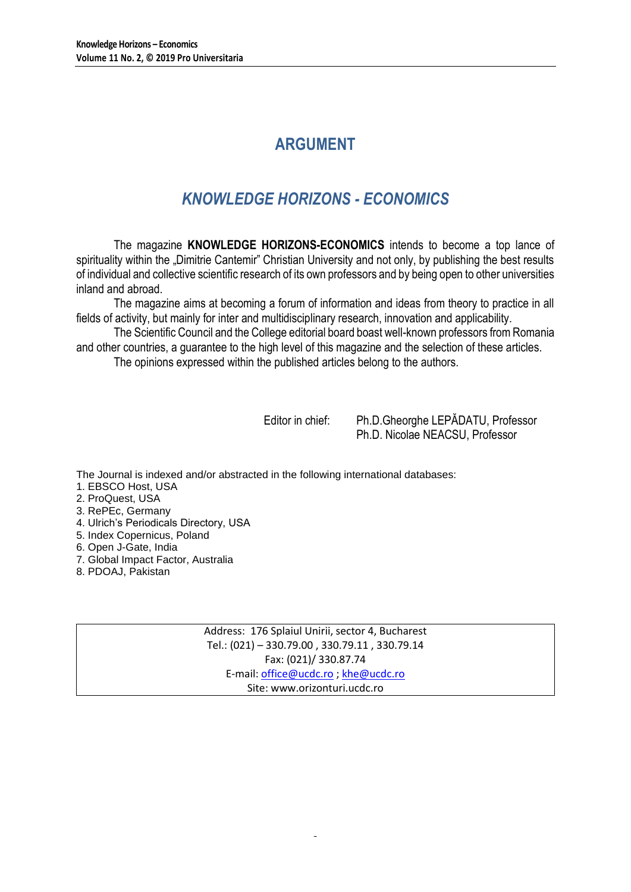# ARGUMENT

## *KNOWLEDGE HORIZONS - ECONOMICS*

The magazine **KNOWLEDGE HORIZONS-ECONOMICS** intends to become a top lance of spirituality within the „Dimitrie Cantemir" Christian University and not only, by publishing the best results of individual and collective scientific research of its own professors and by being open to other universities inland and abroad.

The magazine aims at becoming a forum of information and ideas from theory to practice in all fields of activity, but mainly for inter and multidisciplinary research, innovation and applicability.

The Scientific Council and the College editorial board boast well-known professors from Romania and other countries, a guarantee to the high level of this magazine and the selection of these articles.

The opinions expressed within the published articles belong to the authors.

Editor in chief: Ph.D.Gheorghe LEPĂDATU, Professor
Ph.D. Nicolae NEACSU, Professor

The Journal is indexed and/or abstracted in the following international databases:

1. EBSCO Host, USA
2. ProQuest, USA
3. RePEc, Germany
4. Ulrich's Periodicals Directory, USA
5. Index Copernicus, Poland
6. Open J-Gate, India
7. Global Impact Factor, Australia
8. PDOAJ, Pakistan

Address: 176 Splaiul Unirii, sector 4, Bucharest
Tel.: (021) – 330.79.00 , 330.79.11 , 330.79.14
Fax: (021)/ 330.87.74
E-mail: office@ucdc.ro ; khe@ucdc.ro
Site: www.orizonturi.ucdc.ro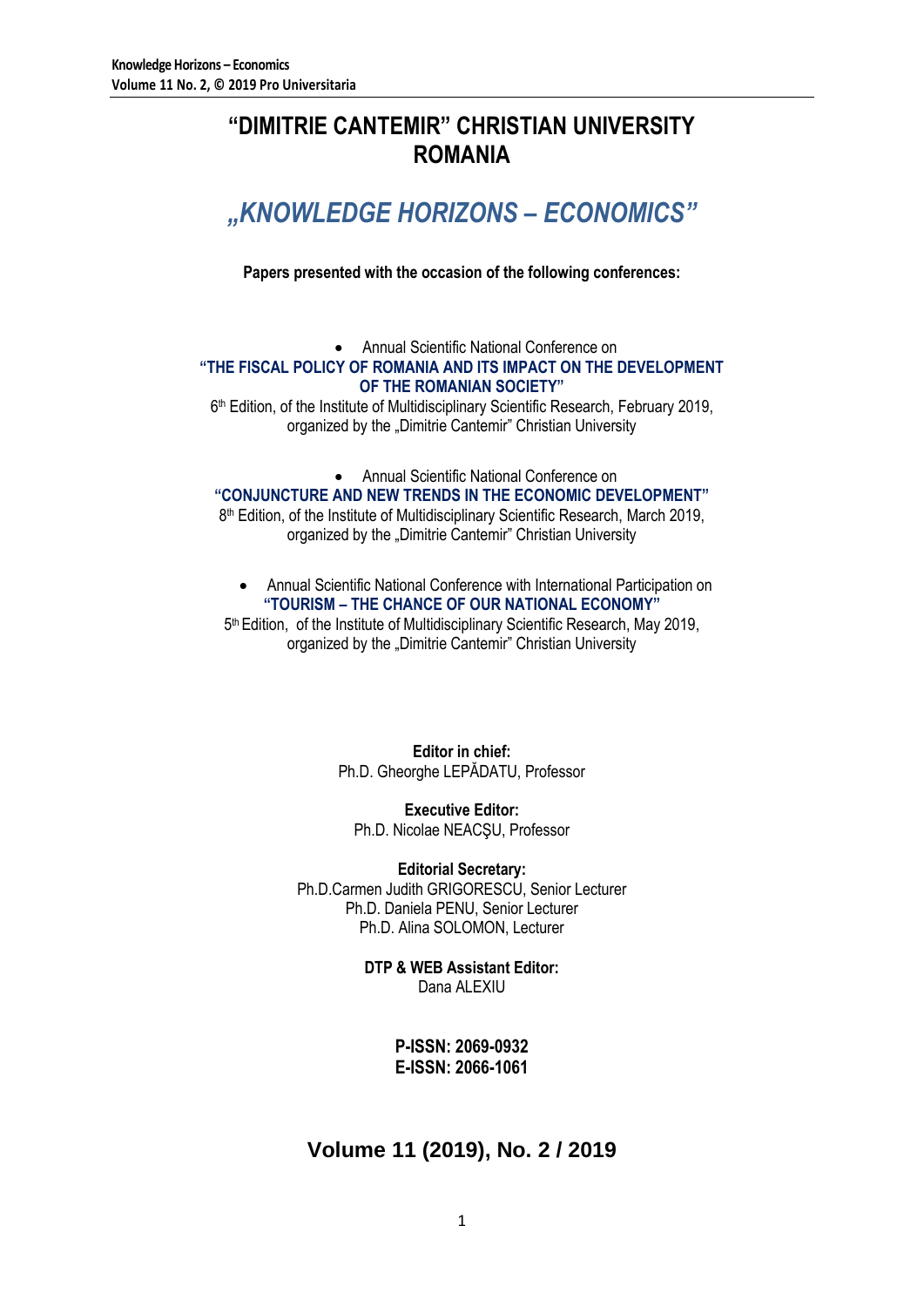# "DIMITRIE CANTEMIR" CHRISTIAN UNIVERSITY ROMANIA

## *„KNOWLEDGE HORIZONS – ECONOMICS"*

**Papers presented with the occasion of the following conferences:**

- Annual Scientific National Conference on

**"THE FISCAL POLICY OF ROMANIA AND ITS IMPACT ON THE DEVELOPMENT OF THE ROMANIAN SOCIETY"**

6th Edition, of the Institute of Multidisciplinary Scientific Research, February 2019, organized by the „Dimitrie Cantemir" Christian University

- Annual Scientific National Conference on

**"CONJUNCTURE AND NEW TRENDS IN THE ECONOMIC DEVELOPMENT"**

8th Edition, of the Institute of Multidisciplinary Scientific Research, March 2019, organized by the „Dimitrie Cantemir" Christian University

- Annual Scientific National Conference with International Participation on

**"TOURISM – THE CHANCE OF OUR NATIONAL ECONOMY"**

5th Edition, of the Institute of Multidisciplinary Scientific Research, May 2019, organized by the „Dimitrie Cantemir" Christian University

**Editor in chief:**
Ph.D. Gheorghe LEPĂDATU, Professor

**Executive Editor:**
Ph.D. Nicolae NEACŞU, Professor

**Editorial Secretary:**
Ph.D.Carmen Judith GRIGORESCU, Senior Lecturer
Ph.D. Daniela PENU, Senior Lecturer
Ph.D. Alina SOLOMON, Lecturer

**DTP & WEB Assistant Editor:**
Dana ALEXIU

**P-ISSN: 2069-0932**
**E-ISSN: 2066-1061**

## Volume 11 (2019), No. 2 / 2019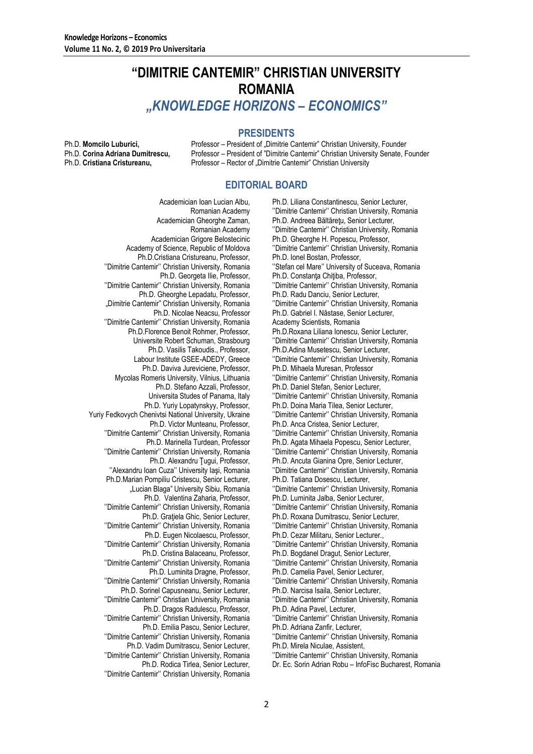# "DIMITRIE CANTEMIR" CHRISTIAN UNIVERSITY ROMANIA

## *„KNOWLEDGE HORIZONS – ECONOMICS"*

### PRESIDENTS

Ph.D. **Momcilo Luburici,** Professor – President of „Dimitrie Cantemir" Christian University, Founder
Ph.D. **Corina Adriana Dumitrescu,** Professor – President of "Dimitrie Cantemir" Christian University Senate, Founder
Ph.D. **Cristiana Cristureanu,** Professor – Rector of „Dimitrie Cantemir" Christian University

### EDITORIAL BOARD

Academician Ioan Lucian Albu, Romanian Academy
Academician Gheorghe Zaman, Romanian Academy
Academician Grigore Belostecinic Academy of Science, Republic of Moldova
Ph.D.Cristiana Cristureanu, Professor, ''Dimitrie Cantemir'' Christian University, Romania
Ph.D. Georgeta Ilie, Professor, ''Dimitrie Cantemir'' Christian University, Romania
Ph.D. Gheorghe Lepadatu, Professor, „Dimitrie Cantemir" Christian University, Romania
Ph.D. Nicolae Neacsu, Professor ''Dimitrie Cantemir'' Christian University, Romania
Ph.D.Florence Benoit Rohmer, Professor, Universite Robert Schuman, Strasbourg
Ph.D. Vasilis Takoudis., Professor, Labour Institute GSEE-ADEDY, Greece
Ph.D. Daviva Jureviciene, Professor, Mycolas Romeris University, Vilnius, Lithuania
Ph.D. Stefano Azzali, Professor, Universita Studes of Panama, Italy
Ph.D. Yuriy Lopatynskyy, Professor, Yuriy Fedkovych Chenivtsi National University, Ukraine
Ph.D. Victor Munteanu, Professor, ''Dimitrie Cantemir'' Christian University, Romania
Ph.D. Marinella Turdean, Professor ''Dimitrie Cantemir'' Christian University, Romania
Ph.D. Alexandru Ţugui, Professor, ''Alexandru Ioan Cuza'' University Iaşi, Romania
Ph.D.Marian Pompiliu Cristescu, Senior Lecturer, „Lucian Blaga" University Sibiu, Romania
Ph.D. Valentina Zaharia, Professor, ''Dimitrie Cantemir'' Christian University, Romania
Ph.D. Graţiela Ghic, Senior Lecturer, ''Dimitrie Cantemir'' Christian University, Romania
Ph.D. Eugen Nicolaescu, Professor, ''Dimitrie Cantemir'' Christian University, Romania
Ph.D. Cristina Balaceanu, Professor, ''Dimitrie Cantemir'' Christian University, Romania
Ph.D. Luminita Dragne, Professor, ''Dimitrie Cantemir'' Christian University, Romania
Ph.D. Sorinel Capusneanu, Senior Lecturer, ''Dimitrie Cantemir'' Christian University, Romania
Ph.D. Dragos Radulescu, Professor, ''Dimitrie Cantemir'' Christian University, Romania
Ph.D. Emilia Pascu, Senior Lecturer, ''Dimitrie Cantemir'' Christian University, Romania
Ph.D. Vadim Dumitrascu, Senior Lecturer, ''Dimitrie Cantemir'' Christian University, Romania
Ph.D. Rodica Tirlea, Senior Lecturer, ''Dimitrie Cantemir'' Christian University, Romania
Ph.D. Liliana Constantinescu, Senior Lecturer, ''Dimitrie Cantemir'' Christian University, Romania
Ph.D. Andreea Băltăreţu, Senior Lecturer, ''Dimitrie Cantemir'' Christian University, Romania
Ph.D. Gheorghe H. Popescu, Professor, ''Dimitrie Cantemir'' Christian University, Romania
Ph.D. Ionel Bostan, Professor, ''Stefan cel Mare'' University of Suceava, Romania
Ph.D. Constanţa Chiţiba, Professor, ''Dimitrie Cantemir'' Christian University, Romania
Ph.D. Radu Danciu, Senior Lecturer, ''Dimitrie Cantemir'' Christian University, Romania
Ph.D. Gabriel I. Năstase, Senior Lecturer, Academy Scientists, Romania
Ph.D.Roxana Liliana Ionescu, Senior Lecturer, ''Dimitrie Cantemir'' Christian University, Romania
Ph.D.Adina Musetescu, Senior Lecturer, ''Dimitrie Cantemir'' Christian University, Romania
Ph.D. Mihaela Muresan, Professor ''Dimitrie Cantemir'' Christian University, Romania
Ph.D. Daniel Stefan, Senior Lecturer, ''Dimitrie Cantemir'' Christian University, Romania
Ph.D. Doina Maria Tilea, Senior Lecturer, ''Dimitrie Cantemir'' Christian University, Romania
Ph.D. Anca Cristea, Senior Lecturer, ''Dimitrie Cantemir'' Christian University, Romania
Ph.D. Agata Mihaela Popescu, Senior Lecturer, ''Dimitrie Cantemir'' Christian University, Romania
Ph.D. Ancuta Gianina Opre, Senior Lecturer, ''Dimitrie Cantemir'' Christian University, Romania
Ph.D. Tatiana Dosescu, Lecturer, ''Dimitrie Cantemir'' Christian University, Romania
Ph.D. Luminita Jalba, Senior Lecturer, ''Dimitrie Cantemir'' Christian University, Romania
Ph.D. Roxana Dumitrascu, Senior Lecturer, ''Dimitrie Cantemir'' Christian University, Romania
Ph.D. Cezar Militaru, Senior Lecturer., ''Dimitrie Cantemir'' Christian University, Romania
Ph.D. Bogdanel Dragut, Senior Lecturer, ''Dimitrie Cantemir'' Christian University, Romania
Ph.D. Camelia Pavel, Senior Lecturer, ''Dimitrie Cantemir'' Christian University, Romania
Ph.D. Narcisa Isaila, Senior Lecturer, ''Dimitrie Cantemir'' Christian University, Romania
Ph.D. Adina Pavel, Lecturer, ''Dimitrie Cantemir'' Christian University, Romania
Ph.D. Adriana Zanfir, Lecturer, ''Dimitrie Cantemir'' Christian University, Romania
Ph.D. Mirela Niculae, Assistent, ''Dimitrie Cantemir'' Christian University, Romania
Dr. Ec. Sorin Adrian Robu – InfoFisc Bucharest, Romania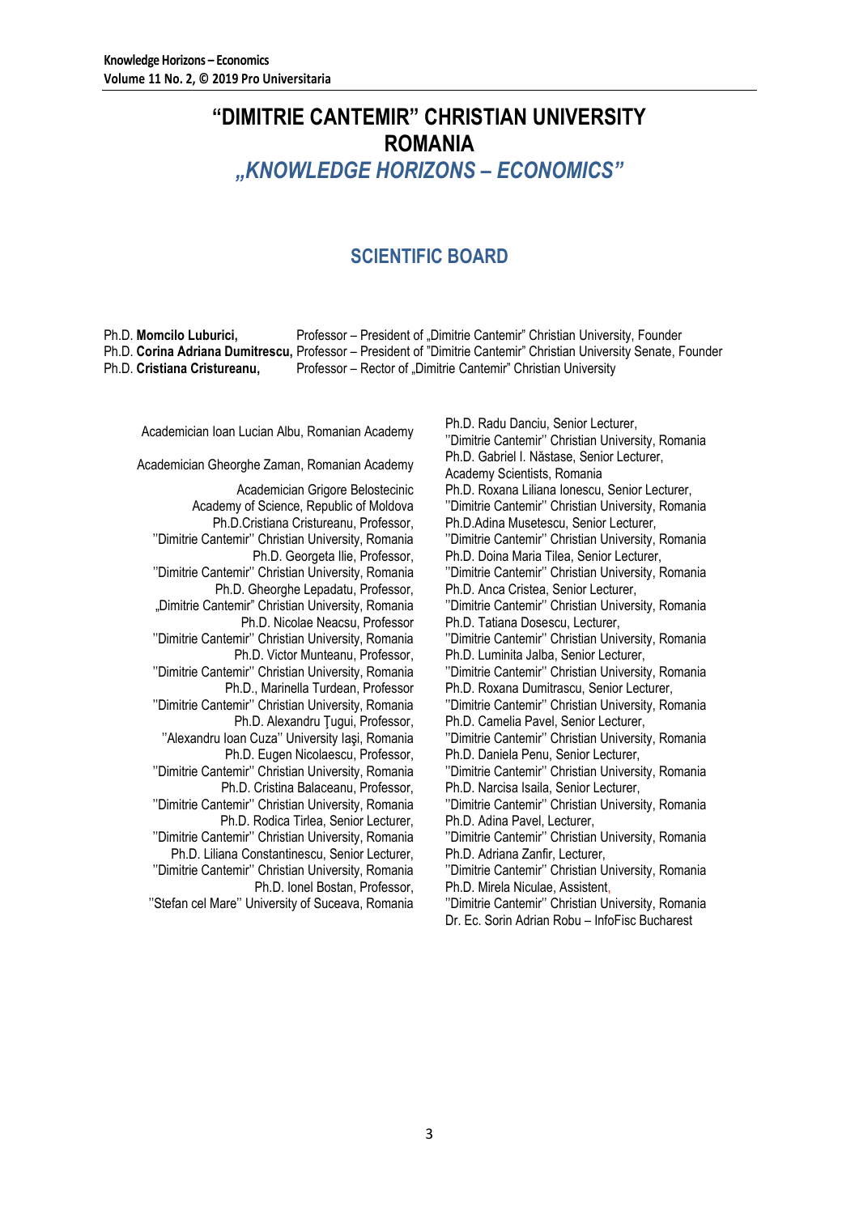# "DIMITRIE CANTEMIR" CHRISTIAN UNIVERSITY ROMANIA

## *„KNOWLEDGE HORIZONS – ECONOMICS"*

## SCIENTIFIC BOARD

Ph.D. **Momcilo Luburici,** Professor – President of „Dimitrie Cantemir" Christian University, Founder
Ph.D. **Corina Adriana Dumitrescu,** Professor – President of "Dimitrie Cantemir" Christian University Senate, Founder
Ph.D. **Cristiana Cristureanu,** Professor – Rector of „Dimitrie Cantemir" Christian University

Academician Ioan Lucian Albu, Romanian Academy

Academician Gheorghe Zaman, Romanian Academy

Academician Grigore Belostecinic
Academy of Science, Republic of Moldova

Ph.D.Cristiana Cristureanu, Professor,
''Dimitrie Cantemir'' Christian University, Romania

Ph.D. Georgeta Ilie, Professor,
''Dimitrie Cantemir'' Christian University, Romania

Ph.D. Gheorghe Lepadatu, Professor,
„Dimitrie Cantemir" Christian University, Romania

Ph.D. Nicolae Neacsu, Professor
''Dimitrie Cantemir'' Christian University, Romania

Ph.D. Victor Munteanu, Professor,
''Dimitrie Cantemir'' Christian University, Romania

Ph.D., Marinella Turdean, Professor
''Dimitrie Cantemir'' Christian University, Romania

Ph.D. Alexandru Ţugui, Professor,
''Alexandru Ioan Cuza'' University Iaşi, Romania

Ph.D. Eugen Nicolaescu, Professor,
''Dimitrie Cantemir'' Christian University, Romania

Ph.D. Cristina Balaceanu, Professor,
''Dimitrie Cantemir'' Christian University, Romania

Ph.D. Rodica Tirlea, Senior Lecturer,
''Dimitrie Cantemir'' Christian University, Romania

Ph.D. Liliana Constantinescu, Senior Lecturer,
''Dimitrie Cantemir'' Christian University, Romania

Ph.D. Ionel Bostan, Professor,
''Stefan cel Mare'' University of Suceava, Romania

Ph.D. Radu Danciu, Senior Lecturer,
''Dimitrie Cantemir'' Christian University, Romania

Ph.D. Gabriel I. Năstase, Senior Lecturer,
Academy Scientists, Romania

Ph.D. Roxana Liliana Ionescu, Senior Lecturer,
''Dimitrie Cantemir'' Christian University, Romania

Ph.D.Adina Musetescu, Senior Lecturer,
''Dimitrie Cantemir'' Christian University, Romania

Ph.D. Doina Maria Tilea, Senior Lecturer,
''Dimitrie Cantemir'' Christian University, Romania

Ph.D. Anca Cristea, Senior Lecturer,
''Dimitrie Cantemir'' Christian University, Romania

Ph.D. Tatiana Dosescu, Lecturer,
''Dimitrie Cantemir'' Christian University, Romania

Ph.D. Luminita Jalba, Senior Lecturer,
''Dimitrie Cantemir'' Christian University, Romania

Ph.D. Roxana Dumitrascu, Senior Lecturer,
''Dimitrie Cantemir'' Christian University, Romania

Ph.D. Camelia Pavel, Senior Lecturer,
''Dimitrie Cantemir'' Christian University, Romania

Ph.D. Daniela Penu, Senior Lecturer,
''Dimitrie Cantemir'' Christian University, Romania

Ph.D. Narcisa Isaila, Senior Lecturer,
''Dimitrie Cantemir'' Christian University, Romania

Ph.D. Adina Pavel, Lecturer,
''Dimitrie Cantemir'' Christian University, Romania

Ph.D. Adriana Zanfir, Lecturer,
''Dimitrie Cantemir'' Christian University, Romania

Ph.D. Mirela Niculae, Assistent,
''Dimitrie Cantemir'' Christian University, Romania

Dr. Ec. Sorin Adrian Robu – InfoFisc Bucharest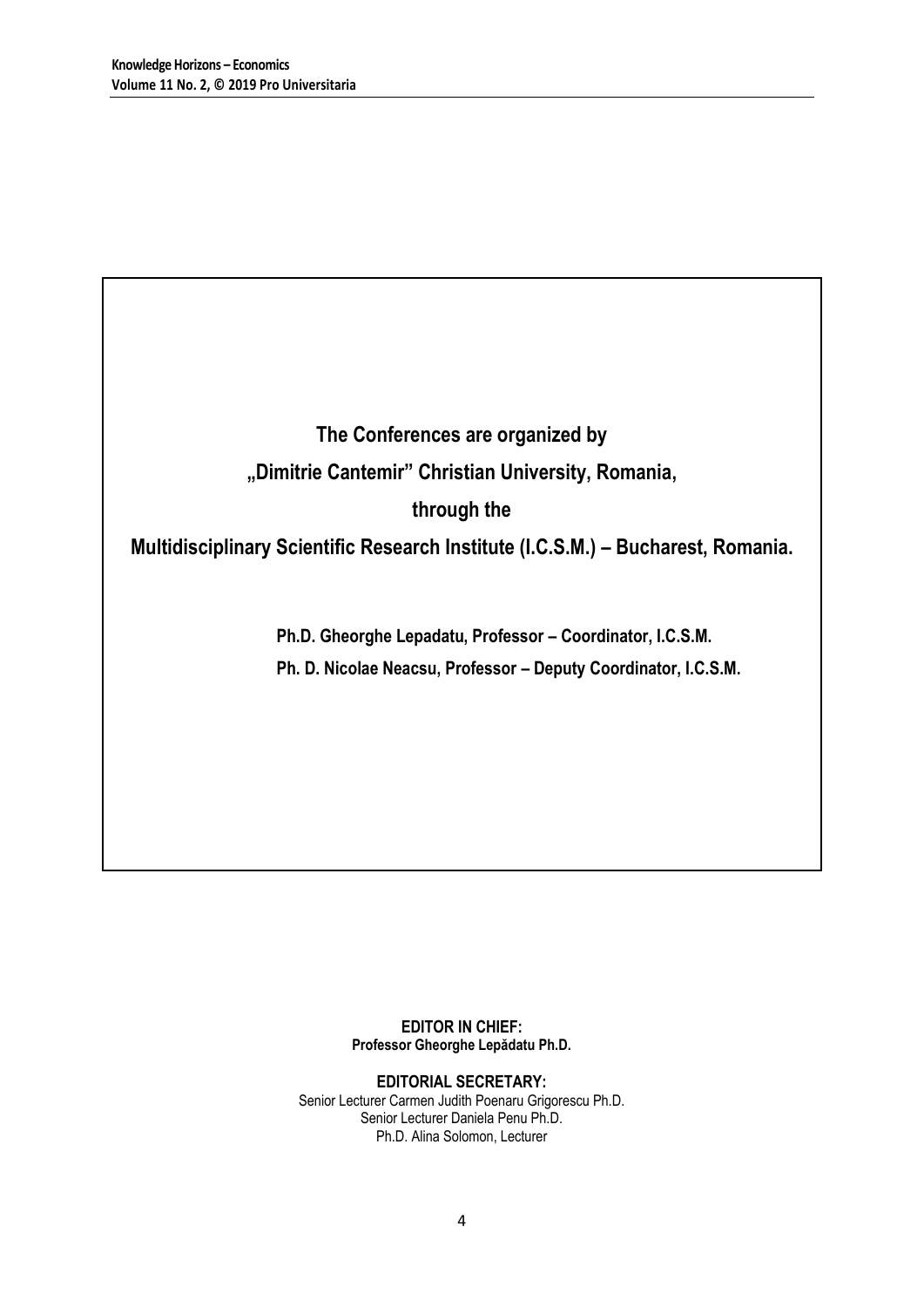**The Conferences are organized by**

**„Dimitrie Cantemir" Christian University, Romania,**

**through the**

**Multidisciplinary Scientific Research Institute (I.C.S.M.) – Bucharest, Romania.**

**Ph.D. Gheorghe Lepadatu, Professor – Coordinator, I.C.S.M.**

**Ph. D. Nicolae Neacsu, Professor – Deputy Coordinator, I.C.S.M.**

**EDITOR IN CHIEF:**
**Professor Gheorghe Lepădatu Ph.D.**

**EDITORIAL SECRETARY:**
Senior Lecturer Carmen Judith Poenaru Grigorescu Ph.D.
Senior Lecturer Daniela Penu Ph.D.
Ph.D. Alina Solomon, Lecturer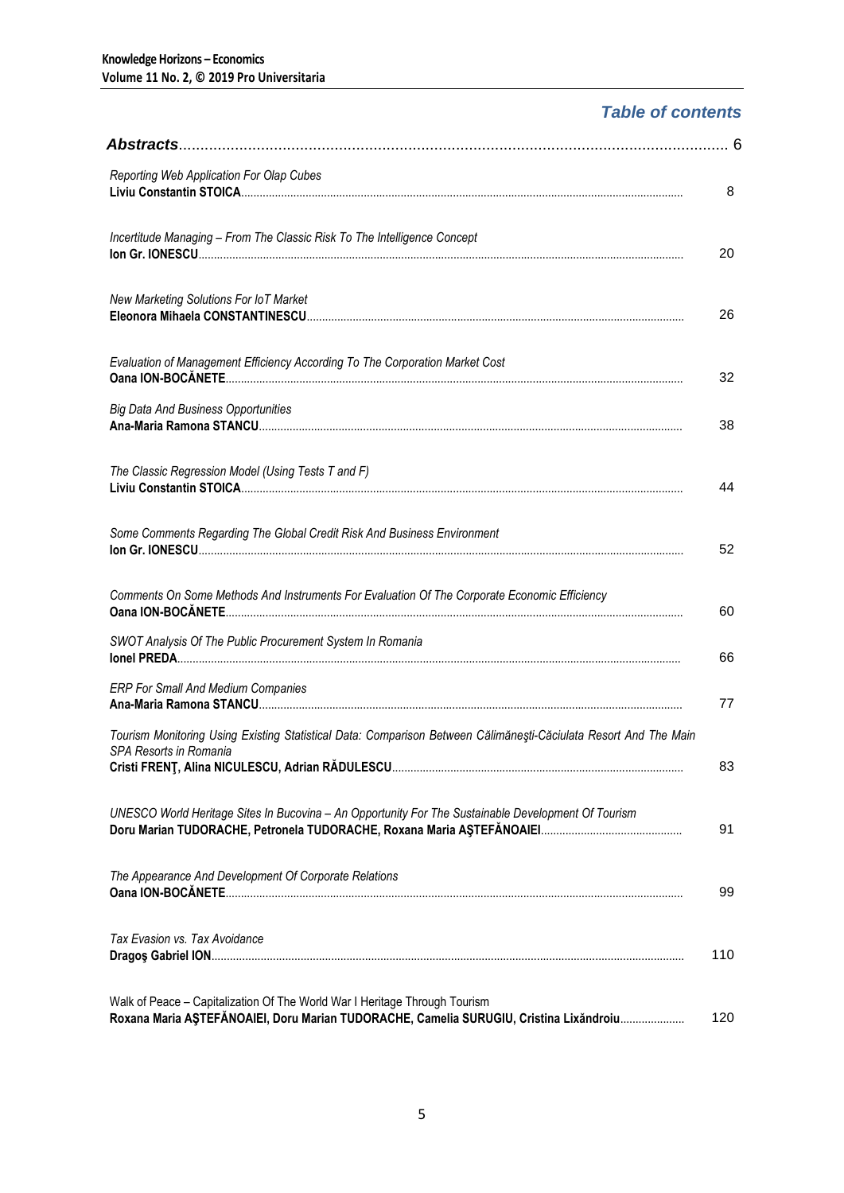## *Table of contents*

| | |
|---|---|
| ***Abstracts*** | 6 |
| *Reporting Web Application For Olap Cubes*<br>**Liviu Constantin STOICA** | 8 |
| *Incertitude Managing – From The Classic Risk To The Intelligence Concept*<br>**Ion Gr. IONESCU** | 20 |
| *New Marketing Solutions For IoT Market*<br>**Eleonora Mihaela CONSTANTINESCU** | 26 |
| *Evaluation of Management Efficiency According To The Corporation Market Cost*<br>**Oana ION-BOCĂNETE** | 32 |
| *Big Data And Business Opportunities*<br>**Ana-Maria Ramona STANCU** | 38 |
| *The Classic Regression Model (Using Tests T and F)*<br>**Liviu Constantin STOICA** | 44 |
| *Some Comments Regarding The Global Credit Risk And Business Environment*<br>**Ion Gr. IONESCU** | 52 |
| *Comments On Some Methods And Instruments For Evaluation Of The Corporate Economic Efficiency*<br>**Oana ION-BOCĂNETE** | 60 |
| *SWOT Analysis Of The Public Procurement System In Romania*<br>**Ionel PREDA** | 66 |
| *ERP For Small And Medium Companies*<br>**Ana-Maria Ramona STANCU** | 77 |
| *Tourism Monitoring Using Existing Statistical Data: Comparison Between Călimăneşti-Căciulata Resort And The Main SPA Resorts in Romania*<br>**Cristi FRENŢ, Alina NICULESCU, Adrian RĂDULESCU** | 83 |
| *UNESCO World Heritage Sites In Bucovina – An Opportunity For The Sustainable Development Of Tourism*<br>**Doru Marian TUDORACHE, Petronela TUDORACHE, Roxana Maria AŞTEFĂNOAIEI** | 91 |
| *The Appearance And Development Of Corporate Relations*<br>**Oana ION-BOCĂNETE** | 99 |
| *Tax Evasion vs. Tax Avoidance*<br>**Dragoş Gabriel ION** | 110 |
| Walk of Peace – Capitalization Of The World War I Heritage Through Tourism<br>**Roxana Maria AŞTEFĂNOAIEI, Doru Marian TUDORACHE, Camelia SURUGIU, Cristina Lixăndroiu** | 120 |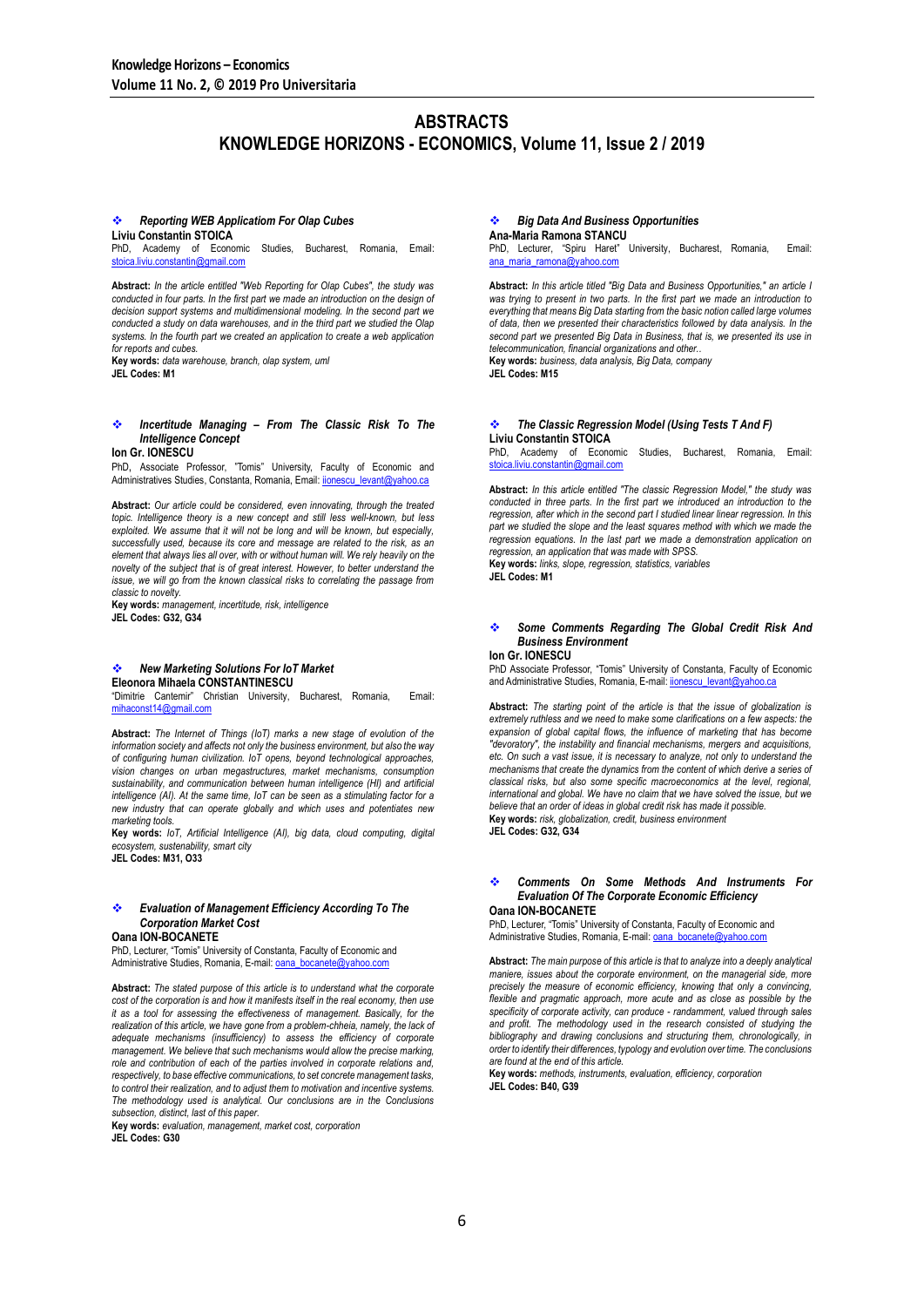# ABSTRACTS
# KNOWLEDGE HORIZONS - ECONOMICS, Volume 11, Issue 2 / 2019

### ❖ *Reporting WEB Application For Olap Cubes*

**Liviu Constantin STOICA**
PhD, Academy of Economic Studies, Bucharest, Romania, Email: stoica.liviu.constantin@gmail.com

**Abstract:** *In the article entitled "Web Reporting for Olap Cubes", the study was conducted in four parts. In the first part we made an introduction on the design of decision support systems and multidimensional modeling. In the second part we conducted a study on data warehouses, and in the third part we studied the Olap systems. In the fourth part we created an application to create a web application for reports and cubes.*
**Key words:** *data warehouse, branch, olap system, uml*
**JEL Codes: M1**

### ❖ *Incertitude Managing – From The Classic Risk To The Intelligence Concept*

**Ion Gr. IONESCU**
PhD, Associate Professor, "Tomis" University, Faculty of Economic and Administratives Studies, Constanta, Romania, Email: iionescu_levant@yahoo.ca

**Abstract:** *Our article could be considered, even innovating, through the treated topic. Intelligence theory is a new concept and still less well-known, but less exploited. We assume that it will not be long and will be known, but especially, successfully used, because its core and message are related to the risk, as an element that always lies all over, with or without human will. We rely heavily on the novelty of the subject that is of great interest. However, to better understand the issue, we will go from the known classical risks to correlating the passage from classic to novelty.*
**Key words:** *management, incertitude, risk, intelligence*
**JEL Codes: G32, G34**

### ❖ *New Marketing Solutions For IoT Market*

**Eleonora Mihaela CONSTANTINESCU**
"Dimitrie Cantemir" Christian University, Bucharest, Romania, Email: mihaconst14@gmail.com

**Abstract:** *The Internet of Things (IoT) marks a new stage of evolution of the information society and affects not only the business environment, but also the way of configuring human civilization. IoT opens, beyond technological approaches, vision changes on urban megastructures, market mechanisms, consumption sustainability, and communication between human intelligence (HI) and artificial intelligence (AI). At the same time, IoT can be seen as a stimulating factor for a new industry that can operate globally and which uses and potentiates new marketing tools.*
**Key words:** *IoT, Artificial Intelligence (AI), big data, cloud computing, digital ecosystem, sustenability, smart city*
**JEL Codes: M31, O33**

### ❖ *Evaluation of Management Efficiency According To The Corporation Market Cost*

**Oana ION-BOCANETE**
PhD, Lecturer, "Tomis" University of Constanta, Faculty of Economic and Administrative Studies, Romania, E-mail: oana_bocanete@yahoo.com

**Abstract:** *The stated purpose of this article is to understand what the corporate cost of the corporation is and how it manifests itself in the real economy, then use it as a tool for assessing the effectiveness of management. Basically, for the realization of this article, we have gone from a problem-chheia, namely, the lack of adequate mechanisms (insufficiency) to assess the efficiency of corporate management. We believe that such mechanisms would allow the precise marking, role and contribution of each of the parties involved in corporate relations and, respectively, to base effective communications, to set concrete management tasks, to control their realization, and to adjust them to motivation and incentive systems. The methodology used is analytical. Our conclusions are in the Conclusions subsection, distinct, last of this paper.*
**Key words:** *evaluation, management, market cost, corporation*
**JEL Codes: G30**

### ❖ *Big Data And Business Opportunities*

**Ana-Maria Ramona STANCU**
PhD, Lecturer, "Spiru Haret" University, Bucharest, Romania, Email: ana_maria_ramona@yahoo.com

**Abstract:** *In this article titled "Big Data and Business Opportunities," an article I was trying to present in two parts. In the first part we made an introduction to everything that means Big Data starting from the basic notion called large volumes of data, then we presented their characteristics followed by data analysis. In the second part we presented Big Data in Business, that is, we presented its use in telecommunication, financial organizations and other..*
**Key words:** *business, data analysis, Big Data, company*
**JEL Codes: M15**

### ❖ *The Classic Regression Model (Using Tests T And F)*

**Liviu Constantin STOICA**
PhD, Academy of Economic Studies, Bucharest, Romania, Email: stoica.liviu.constantin@gmail.com

**Abstract:** *In this article entitled "The classic Regression Model," the study was conducted in three parts. In the first part we introduced an introduction to the regression, after which in the second part I studied linear linear regression. In this part we studied the slope and the least squares method with which we made the regression equations. In the last part we made a demonstration application on regression, an application that was made with SPSS.*
**Key words:** *links, slope, regression, statistics, variables*
**JEL Codes: M1**

### ❖ *Some Comments Regarding The Global Credit Risk And Business Environment*

**Ion Gr. IONESCU**
PhD Associate Professor, "Tomis" University of Constanta, Faculty of Economic and Administrative Studies, Romania, E-mail: iionescu_levant@yahoo.ca

**Abstract:** *The starting point of the article is that the issue of globalization is extremely ruthless and we need to make some clarifications on a few aspects: the expansion of global capital flows, the influence of marketing that has become "devoratory", the instability and financial mechanisms, mergers and acquisitions, etc. On such a vast issue, it is necessary to analyze, not only to understand the mechanisms that create the dynamics from the content of which derive a series of classical risks, but also some specific macroeconomics at the level, regional, international and global. We have no claim that we have solved the issue, but we believe that an order of ideas in global credit risk has made it possible.*
**Key words:** *risk, globalization, credit, business environment*
**JEL Codes: G32, G34**

### ❖ *Comments On Some Methods And Instruments For Evaluation Of The Corporate Economic Efficiency*

**Oana ION-BOCANETE**
PhD, Lecturer, "Tomis" University of Constanta, Faculty of Economic and Administrative Studies, Romania, E-mail: oana_bocanete@yahoo.com

**Abstract:** *The main purpose of this article is that to analyze into a deeply analytical maniere, issues about the corporate environment, on the managerial side, more precisely the measure of economic efficiency, knowing that only a convincing, flexible and pragmatic approach, more acute and as close as possible by the specificity of corporate activity, can produce - randamment, valued through sales and profit. The methodology used in the research consisted of studying the bibliography and drawing conclusions and structuring them, chronologically, in order to identify their differences, typology and evolution over time. The conclusions are found at the end of this article.*
**Key words:** *methods, instruments, evaluation, efficiency, corporation*
**JEL Codes: B40, G39**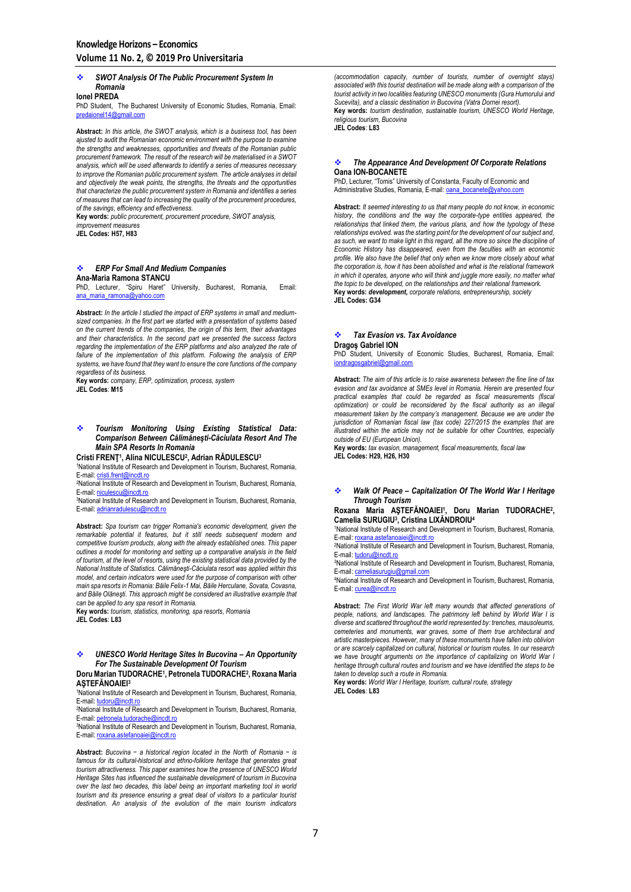### SWOT Analysis Of The Public Procurement System In Romania

**Ionel PREDA**

PhD Student, The Bucharest University of Economic Studies, Romania, Email: predaionel14@gmail.com

**Abstract:** *In this article, the SWOT analysis, which is a business tool, has been ajusted to audit the Romanian economic environment with the purpose to examine the strengths and weaknesses, opportunities and threats of the Romanian public procurement framework. The result of the research will be materialised in a SWOT analysis, which will be used afterwards to identify a series of measures necessary to improve the Romanian public procurement system. The article analyses in detail and objectively the weak points, the strengths, the threats and the opportunities that characterize the public procurement system in Romania and identifies a series of measures that can lead to increasing the quality of the procurement procedures, of the savings, efficiency and effectiveness.*

**Key words:** *public procurement, procurement procedure, SWOT analysis, improvement measures*

**JEL Codes: H57, H83**

### ERP For Small And Medium Companies

**Ana-Maria Ramona STANCU**

PhD, Lecturer, "Spiru Haret" University, Bucharest, Romania, Email: ana_maria_ramona@yahoo.com

**Abstract:** *In the article I studied the impact of ERP systems in small and medium-sized companies. In the first part we started with a presentation of systems based on the current trends of the companies, the origin of this term, their advantages and their characteristics. In the second part we presented the success factors regarding the implementation of the ERP platforms and also analyzed the rate of failure of the implementation of this platform. Following the analysis of ERP systems, we have found that they want to ensure the core functions of the company regardless of its business.*

**Key words:** *company, ERP, optimization, process, system*

**JEL Codes**: **M15**

### Tourism Monitoring Using Existing Statistical Data: Comparison Between Călimănești-Căciulata Resort And The Main SPA Resorts In Romania

**Cristi FRENȚ[1], Alina NICULESCU[2], Adrian RĂDULESCU[3]**

[1]National Institute of Research and Development in Tourism, Bucharest, Romania, E-mail: cristi.frent@incdt.ro

[2]National Institute of Research and Development in Tourism, Bucharest, Romania, E-mail: niculescu@incdt.ro

[3]National Institute of Research and Development in Tourism, Bucharest, Romania, E-mail: adrianradulescu@incdt.ro

**Abstract:** *Spa tourism can trigger Romania's economic development, given the remarkable potential it features, but it still needs subsequent modern and competitive tourism products, along with the already established ones. This paper outlines a model for monitoring and setting up a comparative analysis in the field of tourism, at the level of resorts, using the existing statistical data provided by the National Institute of Statistics. Călimănești-Căciulata resort was applied within this model, and certain indicators were used for the purpose of comparison with other main spa resorts in Romania: Băile Felix-1 Mai, Băile Herculane, Sovata, Covasna, and Băile Olănești. This approach might be considered an illustrative example that can be applied to any spa resort in Romania.*

**Key words:** *tourism, statistics, monitoring, spa resorts, Romania*

**JEL Codes**: **L83**

### UNESCO World Heritage Sites In Bucovina – An Opportunity For The Sustainable Development Of Tourism

**Doru Marian TUDORACHE[1], Petronela TUDORACHE[2], Roxana Maria AȘTEFĂNOAIEI[3]**

[1]National Institute of Research and Development in Tourism, Bucharest, Romania, E-mail: tudoru@incdt.ro

[2]National Institute of Research and Development in Tourism, Bucharest, Romania, E-mail: petronela.tudorache@incdt.ro

[3]National Institute of Research and Development in Tourism, Bucharest, Romania, E-mail: roxana.astefanoaiei@incdt.ro

**Abstract:** *Bucovina − a historical region located in the North of Romania − is famous for its cultural-historical and ethno-folklore heritage that generates great tourism attractiveness. This paper examines how the presence of UNESCO World Heritage Sites has influenced the sustainable development of tourism in Bucovina over the last two decades, this label being an important marketing tool in world tourism and its presence ensuring a great deal of visitors to a particular tourist destination. An analysis of the evolution of the main tourism indicators (accommodation capacity, number of tourists, number of overnight stays) associated with this tourist destination will be made along with a comparison of the tourist activity in two localities featuring UNESCO monuments (Gura Humorului and Sucevita), and a classic destination in Bucovina (Vatra Dornei resort).*

**Key words:** *tourism destination, sustainable tourism, UNESCO World Heritage, religious tourism, Bucovina*

**JEL Codes**: **L83**

### The Appearance And Development Of Corporate Relations

**Oana ION-BOCANETE**

PhD, Lecturer, "Tomis" University of Constanta, Faculty of Economic and Administrative Studies, Romania, E-mail: oana_bocanete@yahoo.com

**Abstract:** *It seemed interesting to us that many people do not know, in economic history, the conditions and the way the corporate-type entities appeared, the relationships that linked them, the various plans, and how the typology of these relationships evolved. was the starting point for the development of our subject and, as such, we want to make light in this regard, all the more so since the discipline of Economic History has disappeared, even from the faculties with an economic profile. We also have the belief that only when we know more closely about what the corporation is, how it has been abolished and what is the relational framework in which it operates, anyone who will think and juggle more easily, no matter what the topic to be developed, on the relationships and their relational framework.*

**Key words:** ***development,*** *corporate relations, entrepreneurship, society*

**JEL Codes: G34**

### Tax Evasion vs. Tax Avoidance

**Dragoș Gabriel ION**

PhD Student, University of Economic Studies, Bucharest, Romania, Email: iondragosgabriel@gmail.com

**Abstract:** *The aim of this article is to raise awareness between the fine line of tax evasion and tax avoidance at SMEs level in Romania. Herein are presented four practical examples that could be regarded as fiscal measurements (fiscal optimization) or could be reconsidered by the fiscal authority as an illegal measurement taken by the company's management. Because we are under the jurisdiction of Romanian fiscal law (tax code) 227/2015 the examples that are illustrated within the article may not be suitable for other Countries, especially outside of EU (European Union).*

**Key words:** *tax evasion, management, fiscal measurements, fiscal law*

**JEL Codes: H29, H26, H30**

### Walk Of Peace – Capitalization Of The World War I Heritage Through Tourism

**Roxana Maria AȘTEFĂNOAIEI[1], Doru Marian TUDORACHE[2], Camelia SURUGIU[3], Cristina LIXĂNDROIU[4]**

[1]National Institute of Research and Development in Tourism, Bucharest, Romania, E-mail: roxana.astefanoaiei@incdt.ro

[2]National Institute of Research and Development in Tourism, Bucharest, Romania, E-mail: tudoru@incdt.ro

[3]National Institute of Research and Development in Tourism, Bucharest, Romania, E-mail: cameliasurugiu@gmail.com

[4]National Institute of Research and Development in Tourism, Bucharest, Romania, E-mail: curea@incdt.ro

**Abstract:** *The First World War left many wounds that affected generations of people, nations, and landscapes. The patrimony left behind by World War I is diverse and scattered throughout the world represented by: trenches, mausoleums, cemeteries and monuments, war graves, some of them true architectural and artistic masterpieces. However, many of these monuments have fallen into oblivion or are scarcely capitalized on cultural, historical or tourism routes. In our research we have brought arguments on the importance of capitalizing on World War I heritage through cultural routes and tourism and we have identified the steps to be taken to develop such a route in Romania.*

**Key words:** *World War I Heritage, tourism, cultural route, strategy*

**JEL Codes**: **L83**